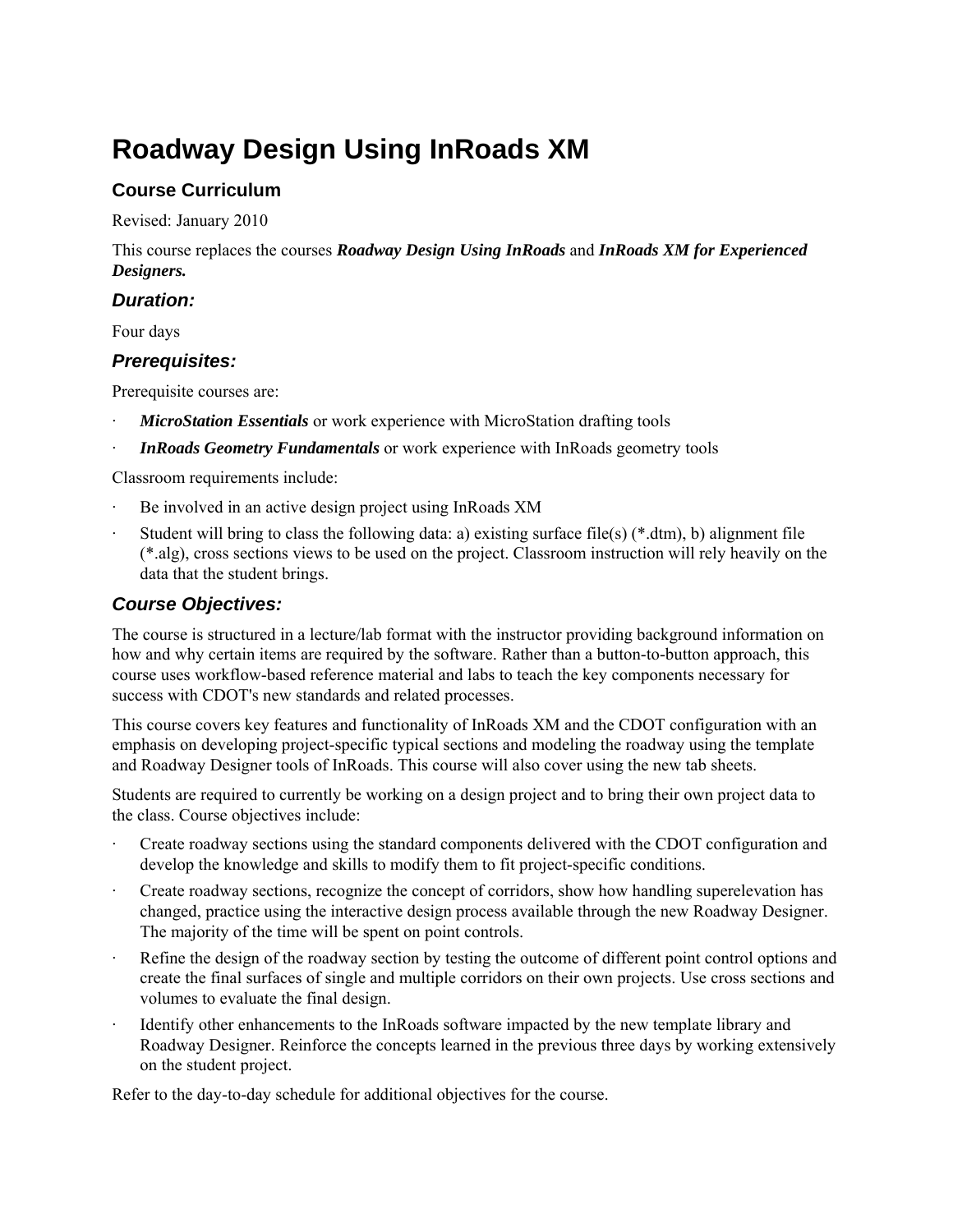# Roadway Design Using InRoads XM

## Course Curriculum

Revised: January 2010

This course replaces the courses ***Roadway Design Using InRoads*** and ***InRoads XM for Experienced Designers.***

### *Duration:*

Four days

### *Prerequisites:*

Prerequisite courses are:

- ***MicroStation Essentials*** or work experience with MicroStation drafting tools
- ***InRoads Geometry Fundamentals*** or work experience with InRoads geometry tools

Classroom requirements include:

- Be involved in an active design project using InRoads XM
- Student will bring to class the following data: a) existing surface file(s) (*.dtm), b) alignment file (*.alg), cross sections views to be used on the project. Classroom instruction will rely heavily on the data that the student brings.

### *Course Objectives:*

The course is structured in a lecture/lab format with the instructor providing background information on how and why certain items are required by the software. Rather than a button-to-button approach, this course uses workflow-based reference material and labs to teach the key components necessary for success with CDOT's new standards and related processes.

This course covers key features and functionality of InRoads XM and the CDOT configuration with an emphasis on developing project-specific typical sections and modeling the roadway using the template and Roadway Designer tools of InRoads. This course will also cover using the new tab sheets.

Students are required to currently be working on a design project and to bring their own project data to the class. Course objectives include:

- Create roadway sections using the standard components delivered with the CDOT configuration and develop the knowledge and skills to modify them to fit project-specific conditions.
- Create roadway sections, recognize the concept of corridors, show how handling superelevation has changed, practice using the interactive design process available through the new Roadway Designer. The majority of the time will be spent on point controls.
- Refine the design of the roadway section by testing the outcome of different point control options and create the final surfaces of single and multiple corridors on their own projects. Use cross sections and volumes to evaluate the final design.
- Identify other enhancements to the InRoads software impacted by the new template library and Roadway Designer. Reinforce the concepts learned in the previous three days by working extensively on the student project.

Refer to the day-to-day schedule for additional objectives for the course.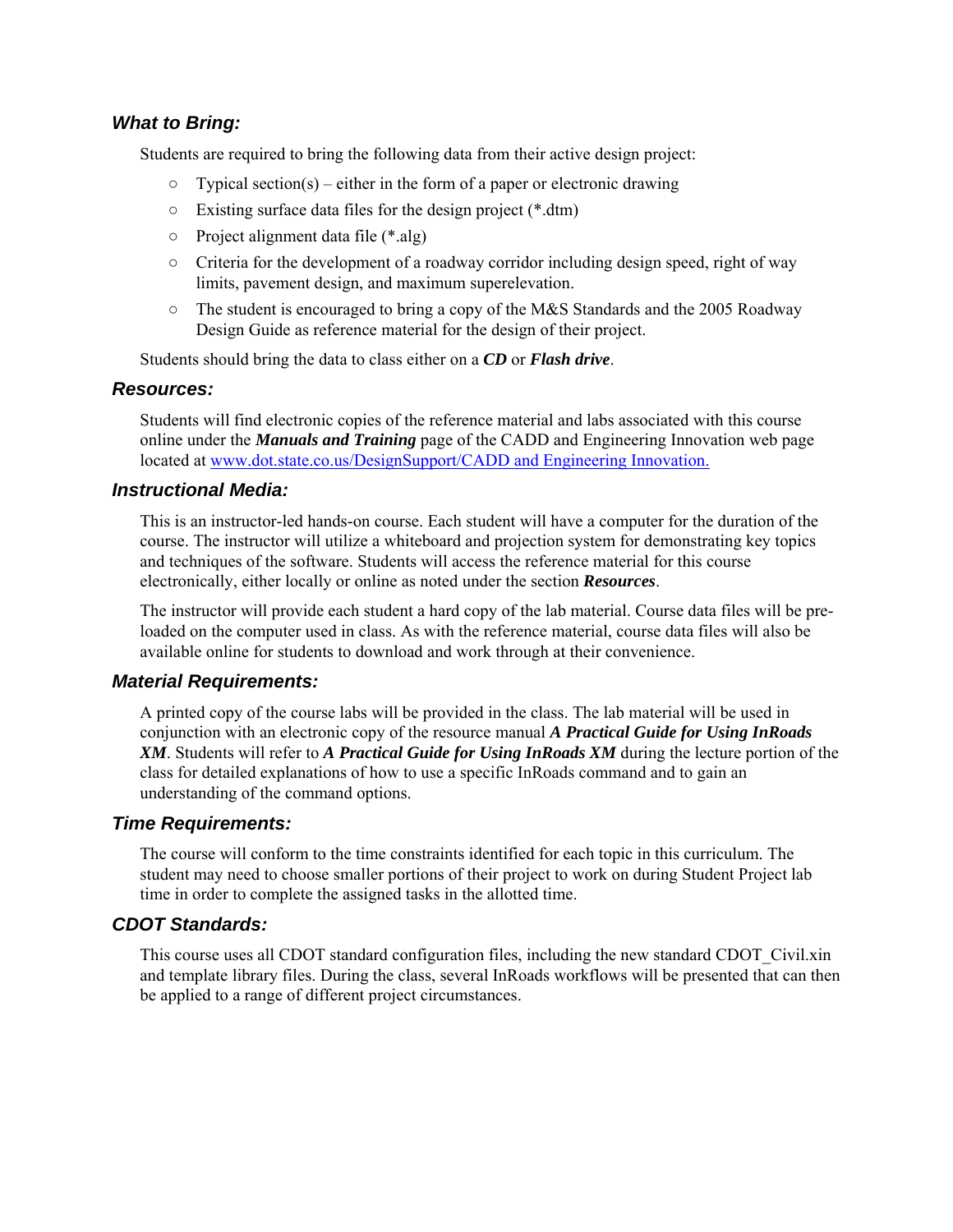### *What to Bring:*

Students are required to bring the following data from their active design project:

- Typical section(s) – either in the form of a paper or electronic drawing
- Existing surface data files for the design project (*.dtm)
- Project alignment data file (*.alg)
- Criteria for the development of a roadway corridor including design speed, right of way limits, pavement design, and maximum superelevation.
- The student is encouraged to bring a copy of the M&S Standards and the 2005 Roadway Design Guide as reference material for the design of their project.

Students should bring the data to class either on a ***CD*** or ***Flash drive***.

### *Resources:*

Students will find electronic copies of the reference material and labs associated with this course online under the ***Manuals and Training*** page of the CADD and Engineering Innovation web page located at [www.dot.state.co.us/DesignSupport/CADD and Engineering Innovation.](www.dot.state.co.us/DesignSupport/CADD and Engineering Innovation.)

### *Instructional Media:*

This is an instructor-led hands-on course. Each student will have a computer for the duration of the course. The instructor will utilize a whiteboard and projection system for demonstrating key topics and techniques of the software. Students will access the reference material for this course electronically, either locally or online as noted under the section ***Resources***.

The instructor will provide each student a hard copy of the lab material. Course data files will be pre-loaded on the computer used in class. As with the reference material, course data files will also be available online for students to download and work through at their convenience.

### *Material Requirements:*

A printed copy of the course labs will be provided in the class. The lab material will be used in conjunction with an electronic copy of the resource manual ***A Practical Guide for Using InRoads XM***. Students will refer to ***A Practical Guide for Using InRoads XM*** during the lecture portion of the class for detailed explanations of how to use a specific InRoads command and to gain an understanding of the command options.

### *Time Requirements:*

The course will conform to the time constraints identified for each topic in this curriculum. The student may need to choose smaller portions of their project to work on during Student Project lab time in order to complete the assigned tasks in the allotted time.

### *CDOT Standards:*

This course uses all CDOT standard configuration files, including the new standard CDOT_Civil.xin and template library files. During the class, several InRoads workflows will be presented that can then be applied to a range of different project circumstances.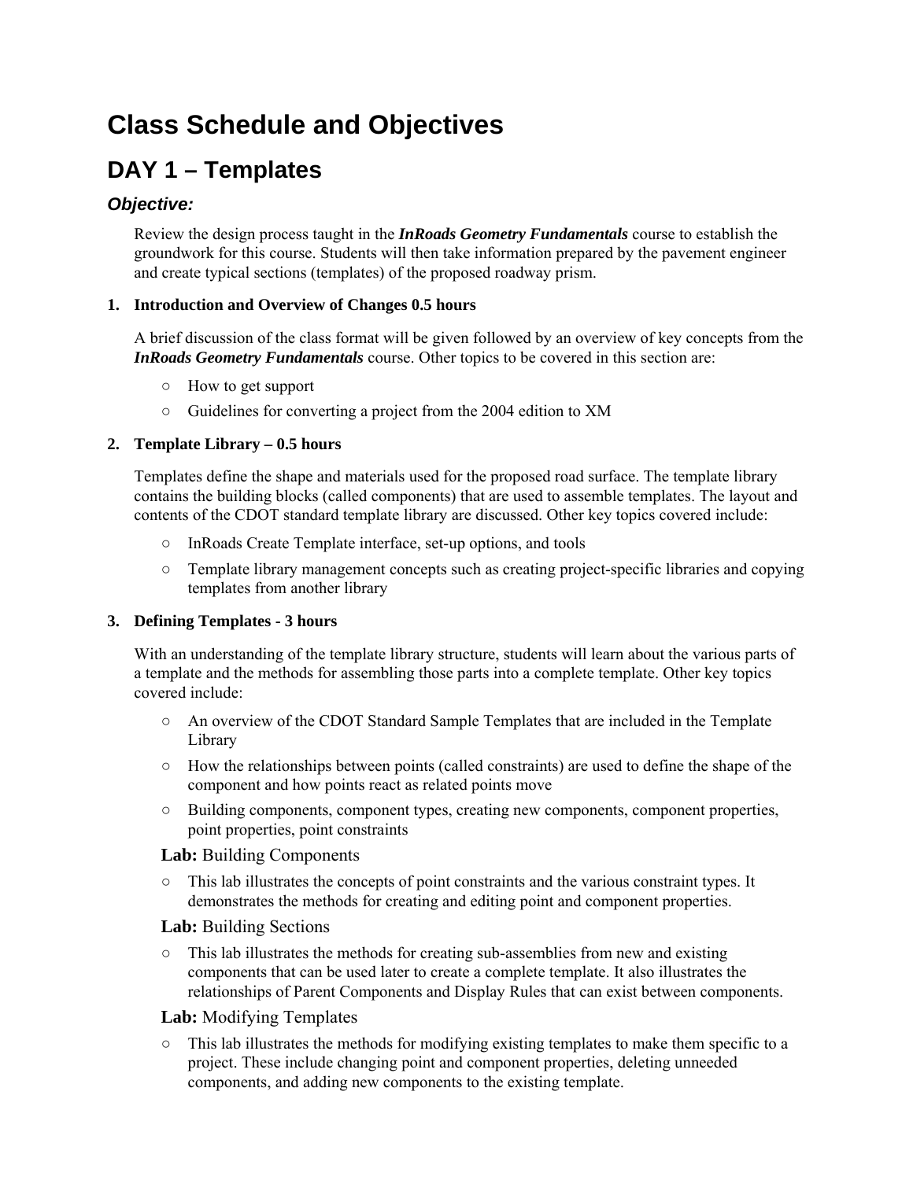# Class Schedule and Objectives

## DAY 1 – Templates

### *Objective:*

Review the design process taught in the ***InRoads Geometry Fundamentals*** course to establish the groundwork for this course. Students will then take information prepared by the pavement engineer and create typical sections (templates) of the proposed roadway prism.

**1. Introduction and Overview of Changes 0.5 hours**

A brief discussion of the class format will be given followed by an overview of key concepts from the ***InRoads Geometry Fundamentals*** course. Other topics to be covered in this section are:

- How to get support
- Guidelines for converting a project from the 2004 edition to XM

**2. Template Library – 0.5 hours**

Templates define the shape and materials used for the proposed road surface. The template library contains the building blocks (called components) that are used to assemble templates. The layout and contents of the CDOT standard template library are discussed. Other key topics covered include:

- InRoads Create Template interface, set-up options, and tools
- Template library management concepts such as creating project-specific libraries and copying templates from another library

**3. Defining Templates - 3 hours**

With an understanding of the template library structure, students will learn about the various parts of a template and the methods for assembling those parts into a complete template. Other key topics covered include:

- An overview of the CDOT Standard Sample Templates that are included in the Template Library
- How the relationships between points (called constraints) are used to define the shape of the component and how points react as related points move
- Building components, component types, creating new components, component properties, point properties, point constraints

**Lab:** Building Components

- This lab illustrates the concepts of point constraints and the various constraint types. It demonstrates the methods for creating and editing point and component properties.

**Lab:** Building Sections

- This lab illustrates the methods for creating sub-assemblies from new and existing components that can be used later to create a complete template. It also illustrates the relationships of Parent Components and Display Rules that can exist between components.

**Lab:** Modifying Templates

- This lab illustrates the methods for modifying existing templates to make them specific to a project. These include changing point and component properties, deleting unneeded components, and adding new components to the existing template.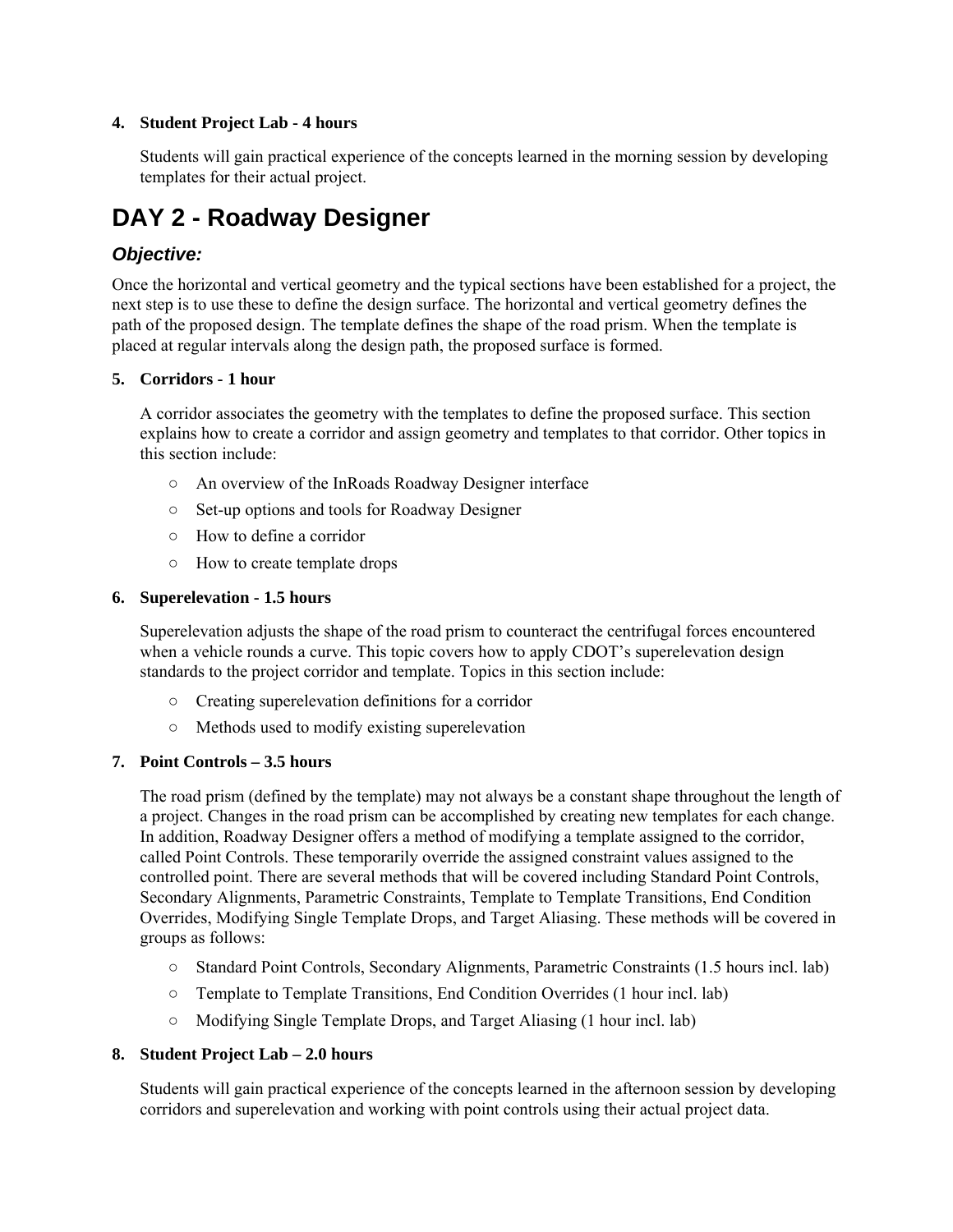**4. Student Project Lab - 4 hours**

Students will gain practical experience of the concepts learned in the morning session by developing templates for their actual project.

# DAY 2 - Roadway Designer

## *Objective:*

Once the horizontal and vertical geometry and the typical sections have been established for a project, the next step is to use these to define the design surface. The horizontal and vertical geometry defines the path of the proposed design. The template defines the shape of the road prism. When the template is placed at regular intervals along the design path, the proposed surface is formed.

**5. Corridors - 1 hour**

A corridor associates the geometry with the templates to define the proposed surface. This section explains how to create a corridor and assign geometry and templates to that corridor. Other topics in this section include:

- An overview of the InRoads Roadway Designer interface
- Set-up options and tools for Roadway Designer
- How to define a corridor
- How to create template drops

**6. Superelevation - 1.5 hours**

Superelevation adjusts the shape of the road prism to counteract the centrifugal forces encountered when a vehicle rounds a curve. This topic covers how to apply CDOT's superelevation design standards to the project corridor and template. Topics in this section include:

- Creating superelevation definitions for a corridor
- Methods used to modify existing superelevation

**7. Point Controls – 3.5 hours**

The road prism (defined by the template) may not always be a constant shape throughout the length of a project. Changes in the road prism can be accomplished by creating new templates for each change. In addition, Roadway Designer offers a method of modifying a template assigned to the corridor, called Point Controls. These temporarily override the assigned constraint values assigned to the controlled point. There are several methods that will be covered including Standard Point Controls, Secondary Alignments, Parametric Constraints, Template to Template Transitions, End Condition Overrides, Modifying Single Template Drops, and Target Aliasing. These methods will be covered in groups as follows:

- Standard Point Controls, Secondary Alignments, Parametric Constraints (1.5 hours incl. lab)
- Template to Template Transitions, End Condition Overrides (1 hour incl. lab)
- Modifying Single Template Drops, and Target Aliasing (1 hour incl. lab)

**8. Student Project Lab – 2.0 hours**

Students will gain practical experience of the concepts learned in the afternoon session by developing corridors and superelevation and working with point controls using their actual project data.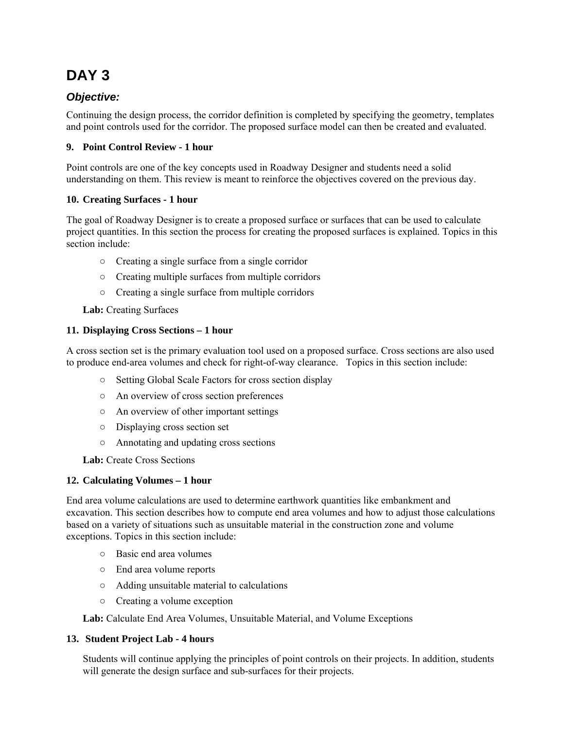# DAY 3

## *Objective:*

Continuing the design process, the corridor definition is completed by specifying the geometry, templates and point controls used for the corridor. The proposed surface model can then be created and evaluated.

### 9. Point Control Review - 1 hour

Point controls are one of the key concepts used in Roadway Designer and students need a solid understanding on them. This review is meant to reinforce the objectives covered on the previous day.

### 10. Creating Surfaces - 1 hour

The goal of Roadway Designer is to create a proposed surface or surfaces that can be used to calculate project quantities. In this section the process for creating the proposed surfaces is explained. Topics in this section include:

- Creating a single surface from a single corridor
- Creating multiple surfaces from multiple corridors
- Creating a single surface from multiple corridors

**Lab:** Creating Surfaces

### 11. Displaying Cross Sections – 1 hour

A cross section set is the primary evaluation tool used on a proposed surface. Cross sections are also used to produce end-area volumes and check for right-of-way clearance. Topics in this section include:

- Setting Global Scale Factors for cross section display
- An overview of cross section preferences
- An overview of other important settings
- Displaying cross section set
- Annotating and updating cross sections

**Lab:** Create Cross Sections

### 12. Calculating Volumes – 1 hour

End area volume calculations are used to determine earthwork quantities like embankment and excavation. This section describes how to compute end area volumes and how to adjust those calculations based on a variety of situations such as unsuitable material in the construction zone and volume exceptions. Topics in this section include:

- Basic end area volumes
- End area volume reports
- Adding unsuitable material to calculations
- Creating a volume exception

**Lab:** Calculate End Area Volumes, Unsuitable Material, and Volume Exceptions

### 13. Student Project Lab - 4 hours

Students will continue applying the principles of point controls on their projects. In addition, students will generate the design surface and sub-surfaces for their projects.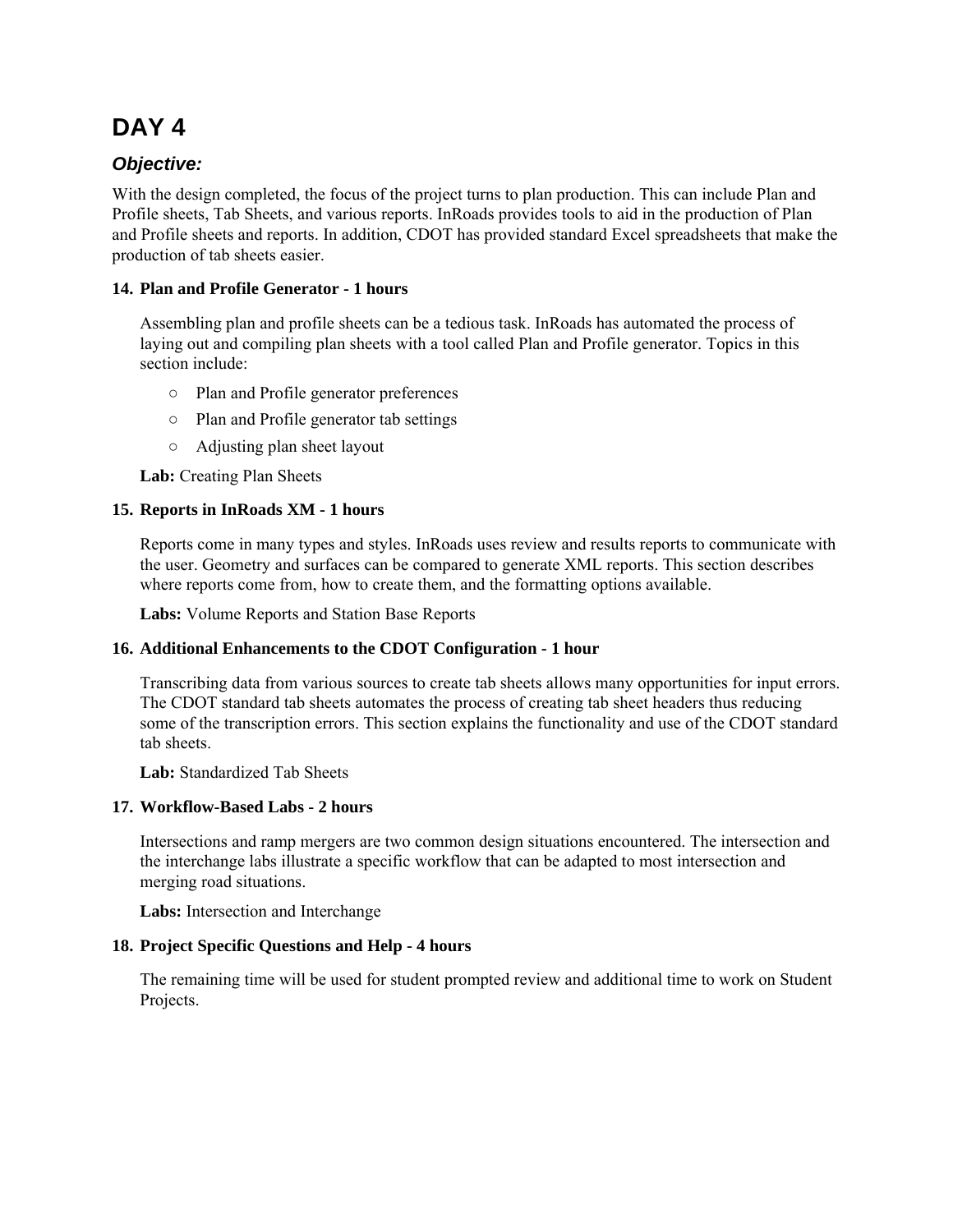# DAY 4

### *Objective:*

With the design completed, the focus of the project turns to plan production. This can include Plan and Profile sheets, Tab Sheets, and various reports. InRoads provides tools to aid in the production of Plan and Profile sheets and reports. In addition, CDOT has provided standard Excel spreadsheets that make the production of tab sheets easier.

**14. Plan and Profile Generator - 1 hours**

Assembling plan and profile sheets can be a tedious task. InRoads has automated the process of laying out and compiling plan sheets with a tool called Plan and Profile generator. Topics in this section include:

- Plan and Profile generator preferences
- Plan and Profile generator tab settings
- Adjusting plan sheet layout

**Lab:** Creating Plan Sheets

**15. Reports in InRoads XM - 1 hours**

Reports come in many types and styles. InRoads uses review and results reports to communicate with the user. Geometry and surfaces can be compared to generate XML reports. This section describes where reports come from, how to create them, and the formatting options available.

**Labs:** Volume Reports and Station Base Reports

**16. Additional Enhancements to the CDOT Configuration - 1 hour**

Transcribing data from various sources to create tab sheets allows many opportunities for input errors. The CDOT standard tab sheets automates the process of creating tab sheet headers thus reducing some of the transcription errors. This section explains the functionality and use of the CDOT standard tab sheets.

**Lab:** Standardized Tab Sheets

**17. Workflow-Based Labs - 2 hours**

Intersections and ramp mergers are two common design situations encountered. The intersection and the interchange labs illustrate a specific workflow that can be adapted to most intersection and merging road situations.

**Labs:** Intersection and Interchange

**18. Project Specific Questions and Help - 4 hours**

The remaining time will be used for student prompted review and additional time to work on Student Projects.